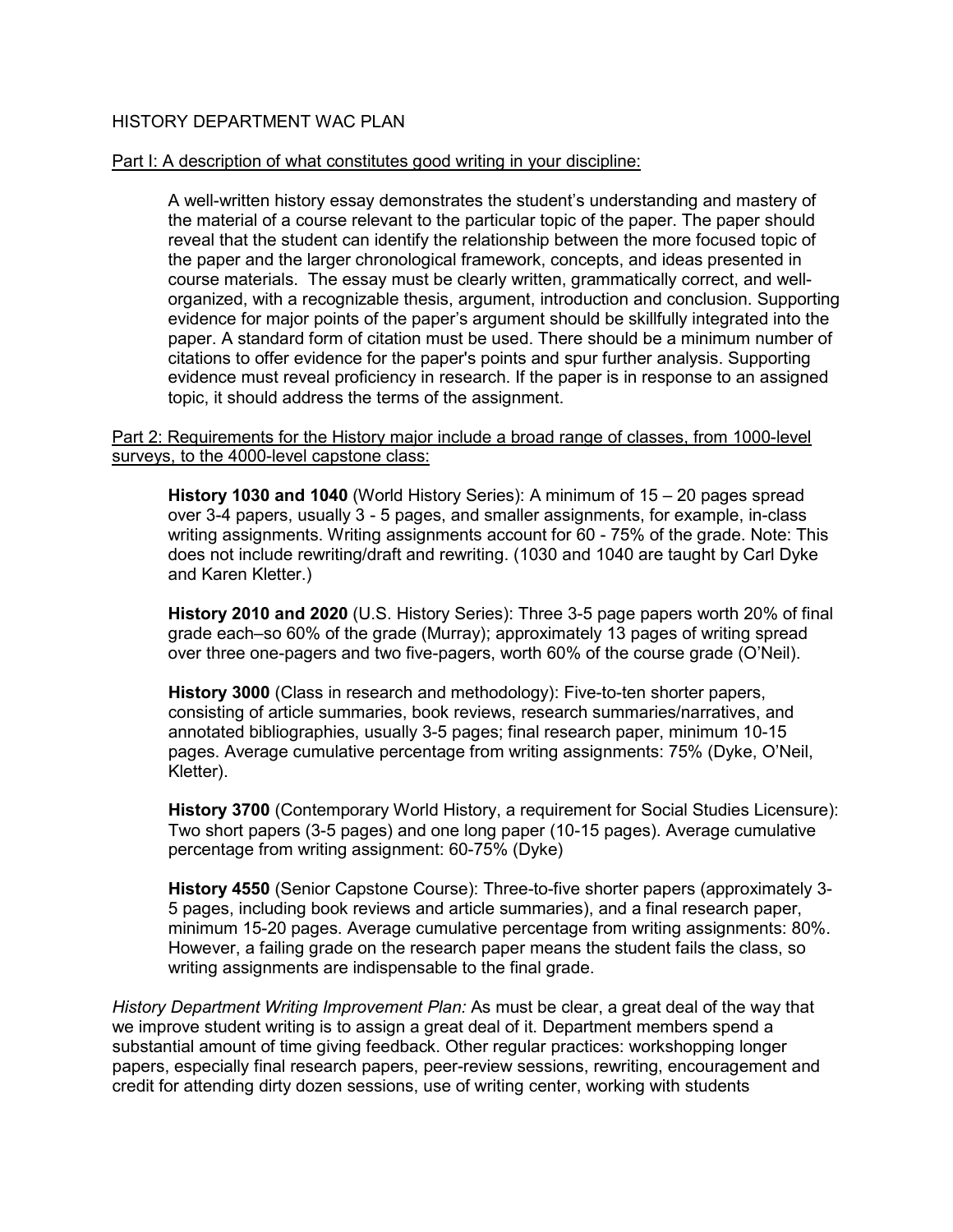# HISTORY DEPARTMENT WAC PLAN

Part I: A description of what constitutes good writing in your discipline:

A well-written history essay demonstrates the student's understanding and mastery of the material of a course relevant to the particular topic of the paper. The paper should reveal that the student can identify the relationship between the more focused topic of the paper and the larger chronological framework, concepts, and ideas presented in course materials. The essay must be clearly written, grammatically correct, and well-organized, with a recognizable thesis, argument, introduction and conclusion. Supporting evidence for major points of the paper's argument should be skillfully integrated into the paper. A standard form of citation must be used. There should be a minimum number of citations to offer evidence for the paper's points and spur further analysis. Supporting evidence must reveal proficiency in research. If the paper is in response to an assigned topic, it should address the terms of the assignment.

Part 2: Requirements for the History major include a broad range of classes, from 1000-level surveys, to the 4000-level capstone class:

**History 1030 and 1040** (World History Series): A minimum of 15 – 20 pages spread over 3-4 papers, usually 3 - 5 pages, and smaller assignments, for example, in-class writing assignments. Writing assignments account for 60 - 75% of the grade. Note: This does not include rewriting/draft and rewriting. (1030 and 1040 are taught by Carl Dyke and Karen Kletter.)

**History 2010 and 2020** (U.S. History Series): Three 3-5 page papers worth 20% of final grade each–so 60% of the grade (Murray); approximately 13 pages of writing spread over three one-pagers and two five-pagers, worth 60% of the course grade (O'Neil).

**History 3000** (Class in research and methodology): Five-to-ten shorter papers, consisting of article summaries, book reviews, research summaries/narratives, and annotated bibliographies, usually 3-5 pages; final research paper, minimum 10-15 pages. Average cumulative percentage from writing assignments: 75% (Dyke, O'Neil, Kletter).

**History 3700** (Contemporary World History, a requirement for Social Studies Licensure): Two short papers (3-5 pages) and one long paper (10-15 pages). Average cumulative percentage from writing assignment: 60-75% (Dyke)

**History 4550** (Senior Capstone Course): Three-to-five shorter papers (approximately 3-5 pages, including book reviews and article summaries), and a final research paper, minimum 15-20 pages. Average cumulative percentage from writing assignments: 80%. However, a failing grade on the research paper means the student fails the class, so writing assignments are indispensable to the final grade.

*History Department Writing Improvement Plan:* As must be clear, a great deal of the way that we improve student writing is to assign a great deal of it. Department members spend a substantial amount of time giving feedback. Other regular practices: workshopping longer papers, especially final research papers, peer-review sessions, rewriting, encouragement and credit for attending dirty dozen sessions, use of writing center, working with students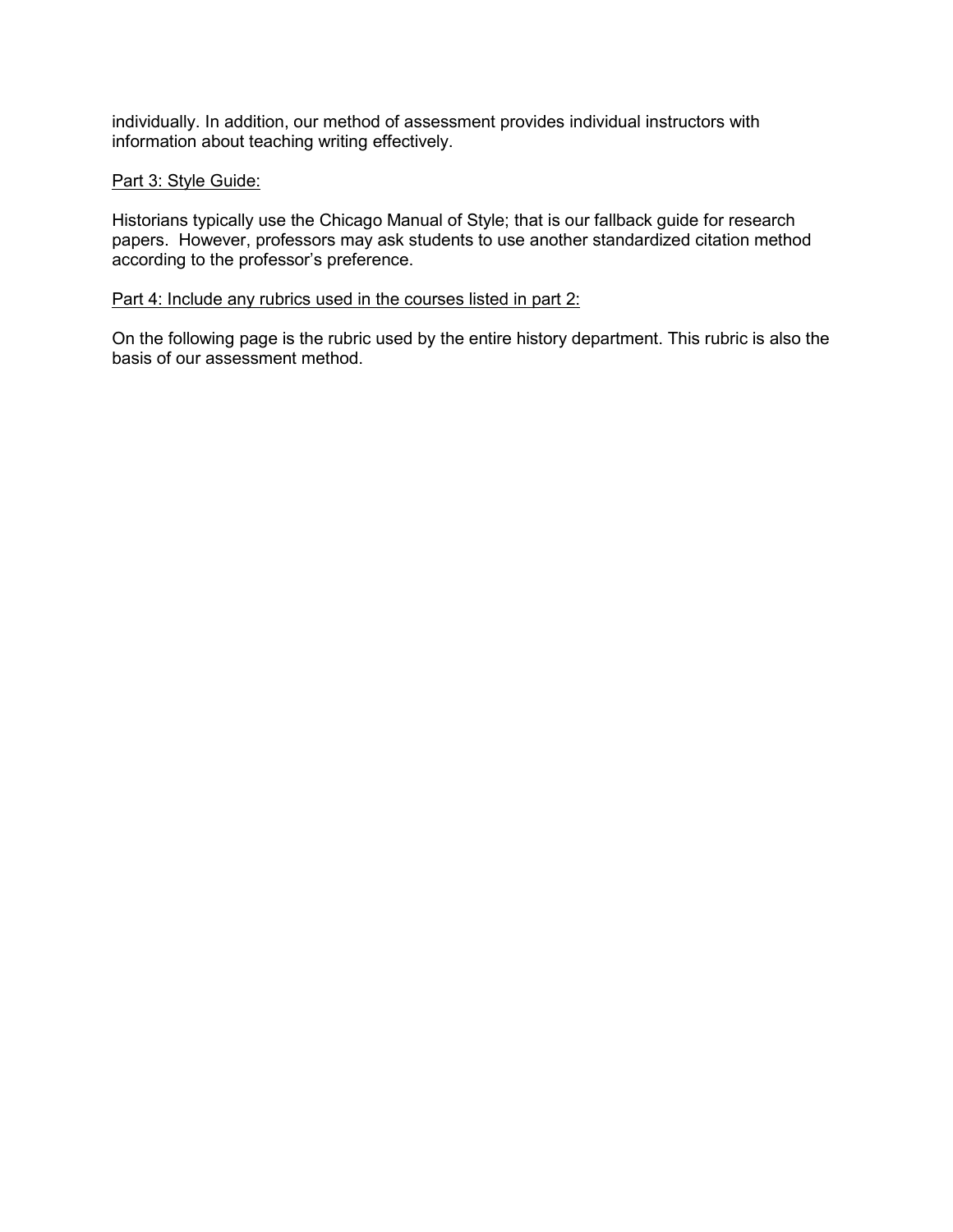individually. In addition, our method of assessment provides individual instructors with information about teaching writing effectively.

<u>Part 3: Style Guide:</u>

Historians typically use the Chicago Manual of Style; that is our fallback guide for research papers. However, professors may ask students to use another standardized citation method according to the professor's preference.

<u>Part 4: Include any rubrics used in the courses listed in part 2:</u>

On the following page is the rubric used by the entire history department. This rubric is also the basis of our assessment method.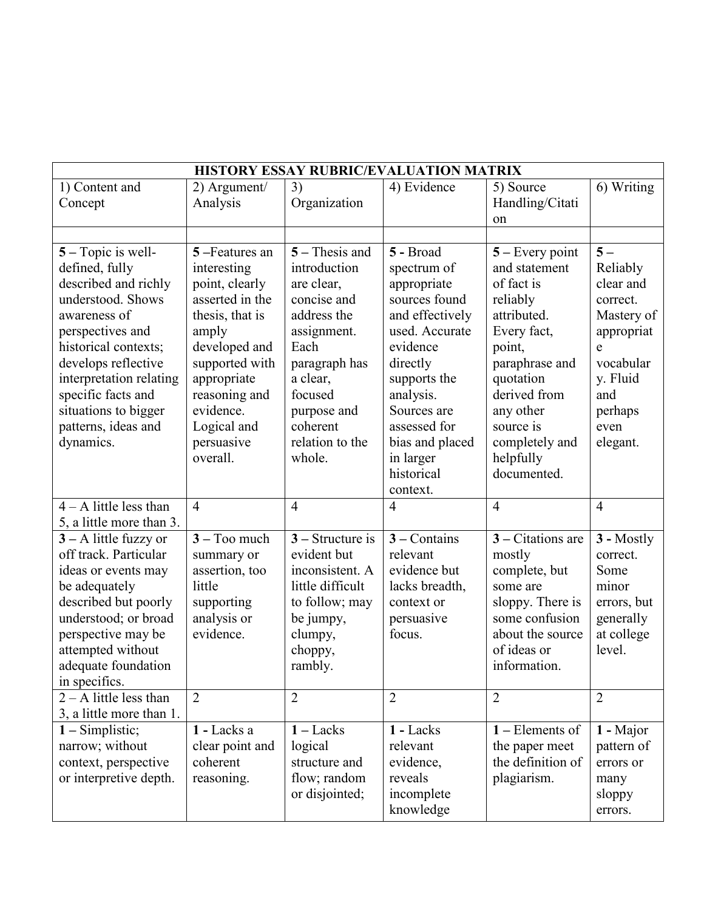| HISTORY ESSAY RUBRIC/EVALUATION MATRIX | | | | | |
|---|---|---|---|---|---|
| 1) Content and Concept | 2) Argument/ Analysis | 3) Organization | 4) Evidence | 5) Source Handling/Citation | 6) Writing |
| | | | | | |
| **5** – Topic is well-defined, fully described and richly understood. Shows awareness of perspectives and historical contexts; develops reflective interpretation relating specific facts and situations to bigger patterns, ideas and dynamics. | **5** –Features an interesting point, clearly asserted in the thesis, that is amply developed and supported with appropriate reasoning and evidence. Logical and persuasive overall. | **5** – Thesis and introduction are clear, concise and address the assignment. Each paragraph has a clear, focused purpose and coherent relation to the whole. | **5** - Broad spectrum of appropriate sources found and effectively used. Accurate evidence directly supports the analysis. Sources are assessed for bias and placed in larger historical context. | **5** – Every point and statement of fact is reliably attributed. Every fact, point, paraphrase and quotation derived from any other source is completely and helpfully documented. | **5** – Reliably clear and correct. Mastery of appropriate vocabulary. Fluid and perhaps even elegant. |
| 4 – A little less than 5, a little more than 3. | 4 | 4 | 4 | 4 | 4 |
| **3** – A little fuzzy or off track. Particular ideas or events may be adequately described but poorly understood; or broad perspective may be attempted without adequate foundation in specifics. | **3** – Too much summary or assertion, too little supporting analysis or evidence. | **3** – Structure is evident but inconsistent. A little difficult to follow; may be jumpy, clumpy, choppy, rambly. | **3** – Contains relevant evidence but lacks breadth, context or persuasive focus. | **3** – Citations are mostly complete, but some are sloppy. There is some confusion about the source of ideas or information. | **3** - Mostly correct. Some minor errors, but generally at college level. |
| 2 – A little less than 3, a little more than 1. | 2 | 2 | 2 | 2 | 2 |
| **1** – Simplistic; narrow; without context, perspective or interpretive depth. | **1** - Lacks a clear point and coherent reasoning. | **1** – Lacks logical structure and flow; random or disjointed; | **1** - Lacks relevant evidence, reveals incomplete knowledge | **1** – Elements of the paper meet the definition of plagiarism. | **1** - Major pattern of errors or many sloppy errors. |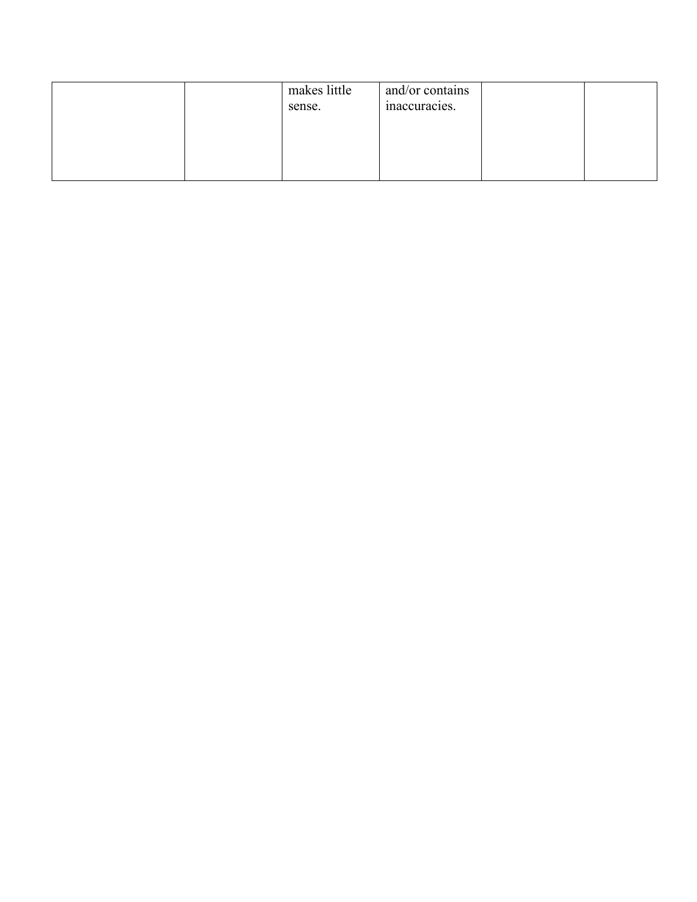| | | | | | |
|---|---|---|---|---|---|
| | | makes little sense. | and/or contains inaccuracies. | | |